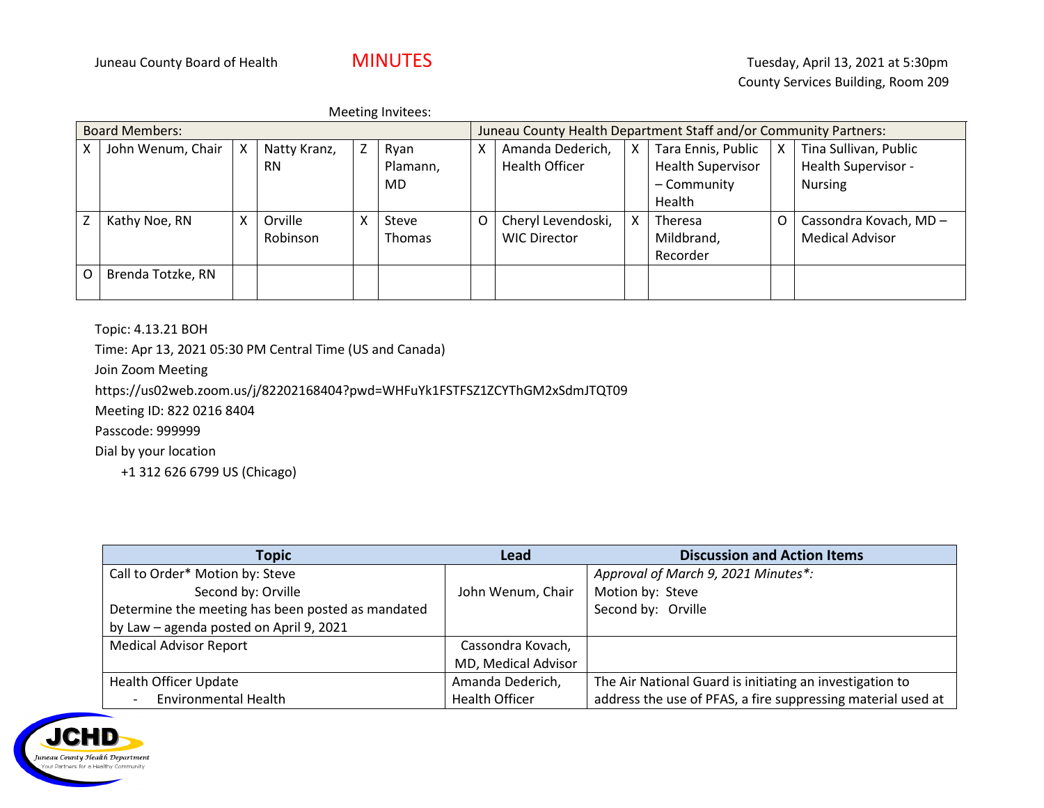Juneau County Board of Health

# MINUTES

Tuesday, April 13, 2021 at 5:30pm
County Services Building, Room 209

Meeting Invitees:

| Board Members: | | | | | | Juneau County Health Department Staff and/or Community Partners: | | | | | |
|---|---|---|---|---|---|---|---|---|---|---|---|
| X | John Wenum, Chair | X | Natty Kranz, RN | Z | Ryan Plamann, MD | X | Amanda Dederich, Health Officer | X | Tara Ennis, Public Health Supervisor – Community Health | X | Tina Sullivan, Public Health Supervisor - Nursing |
| Z | Kathy Noe, RN | X | Orville Robinson | X | Steve Thomas | O | Cheryl Levendoski, WIC Director | X | Theresa Mildbrand, Recorder | O | Cassondra Kovach, MD – Medical Advisor |
| O | Brenda Totzke, RN | | | | | | | | | | |

Topic: 4.13.21 BOH
Time: Apr 13, 2021 05:30 PM Central Time (US and Canada)
Join Zoom Meeting
https://us02web.zoom.us/j/82202168404?pwd=WHFuYk1FSTFSZ1ZCYThGM2xSdmJTQT09
Meeting ID: 822 0216 8404
Passcode: 999999
Dial by your location
+1 312 626 6799 US (Chicago)

| Topic | Lead | Discussion and Action Items |
|---|---|---|
| Call to Order* Motion by: Steve<br>Second by: Orville<br>Determine the meeting has been posted as mandated by Law – agenda posted on April 9, 2021 | John Wenum, Chair | *Approval of March 9, 2021 Minutes*:*<br>Motion by: Steve<br>Second by: Orville |
| Medical Advisor Report | Cassondra Kovach, MD, Medical Advisor | |
| Health Officer Update<br>- Environmental Health | Amanda Dederich, Health Officer | The Air National Guard is initiating an investigation to address the use of PFAS, a fire suppressing material used at |

JCHD
Juneau County Health Department
Your Partners for a Healthy Community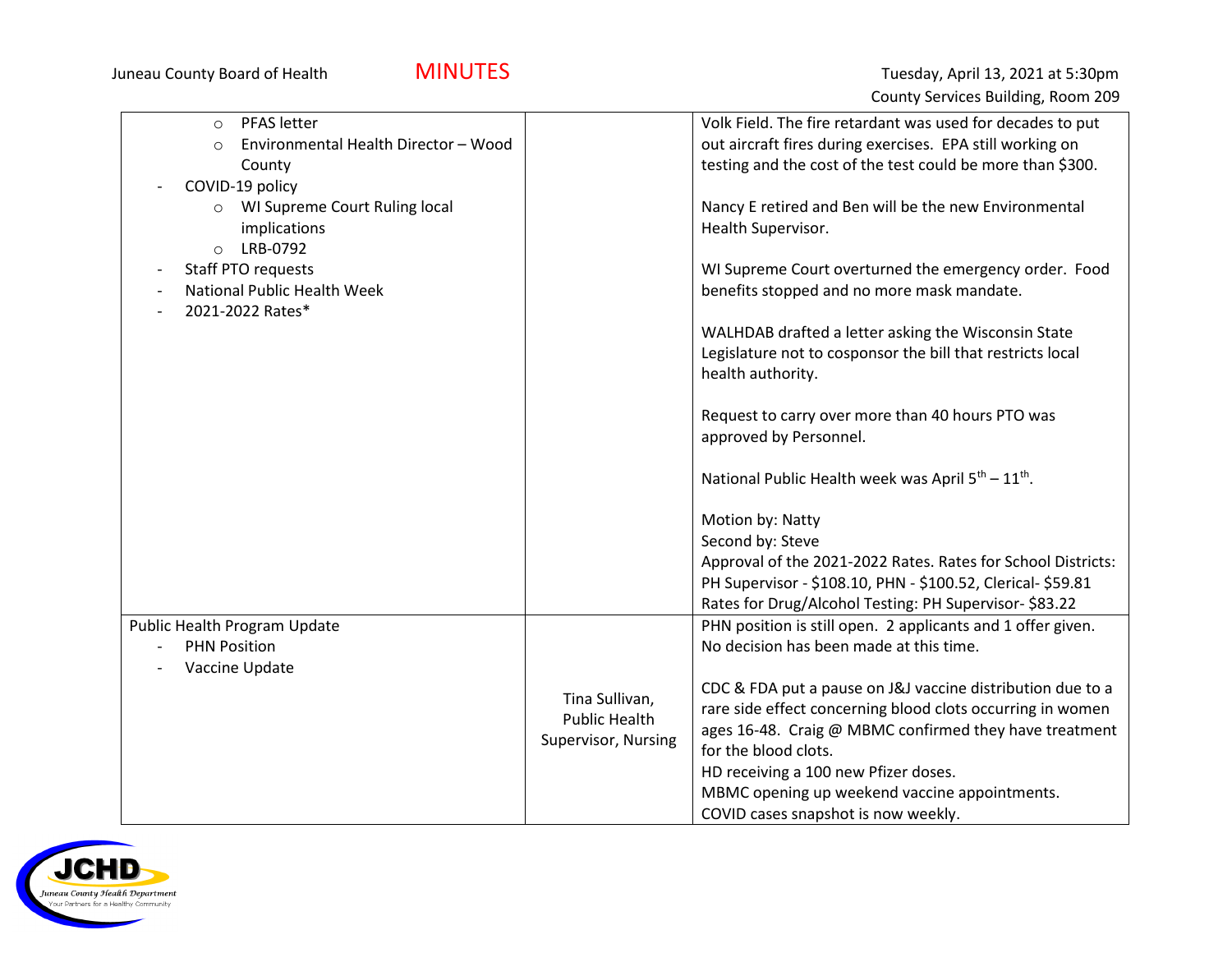| | | |
|---|---|---|
| ○ PFAS letter<br>○ Environmental Health Director – Wood County<br>- COVID-19 policy<br>○ WI Supreme Court Ruling local implications<br>○ LRB-0792<br>- Staff PTO requests<br>- National Public Health Week<br>- 2021-2022 Rates* | | Volk Field. The fire retardant was used for decades to put out aircraft fires during exercises. EPA still working on testing and the cost of the test could be more than $300.<br><br>Nancy E retired and Ben will be the new Environmental Health Supervisor.<br><br>WI Supreme Court overturned the emergency order. Food benefits stopped and no more mask mandate.<br><br>WALHDAB drafted a letter asking the Wisconsin State Legislature not to cosponsor the bill that restricts local health authority.<br><br>Request to carry over more than 40 hours PTO was approved by Personnel.<br><br>National Public Health week was April 5th – 11th.<br><br>Motion by: Natty<br>Second by: Steve<br>Approval of the 2021-2022 Rates. Rates for School Districts: PH Supervisor - $108.10, PHN - $100.52, Clerical- $59.81<br>Rates for Drug/Alcohol Testing: PH Supervisor- $83.22 |
| Public Health Program Update<br>- PHN Position<br>- Vaccine Update | Tina Sullivan, Public Health Supervisor, Nursing | PHN position is still open. 2 applicants and 1 offer given. No decision has been made at this time.<br><br>CDC & FDA put a pause on J&J vaccine distribution due to a rare side effect concerning blood clots occurring in women ages 16-48. Craig @ MBMC confirmed they have treatment for the blood clots.<br>HD receiving a 100 new Pfizer doses.<br>MBMC opening up weekend vaccine appointments.<br>COVID cases snapshot is now weekly. |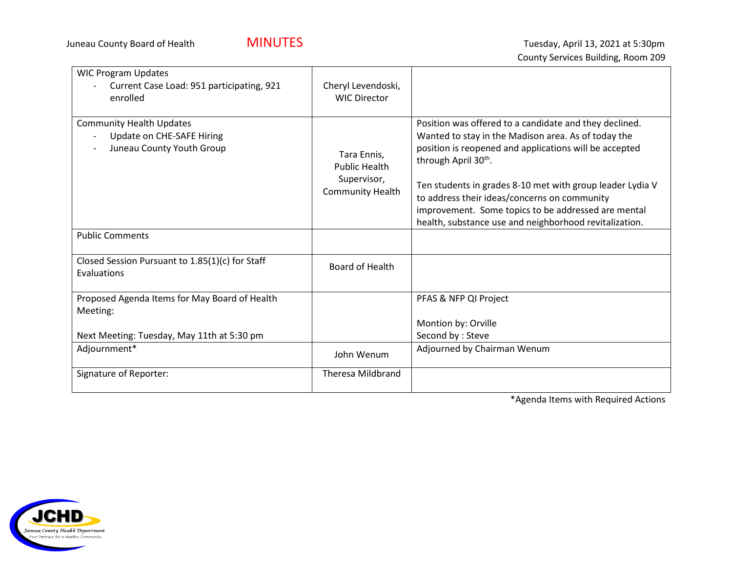Juneau County Board of Health **MINUTES** Tuesday, April 13, 2021 at 5:30pm
County Services Building, Room 209

| | | |
|---|---|---|
| WIC Program Updates<br>- Current Case Load: 951 participating, 921 enrolled | Cheryl Levendoski, WIC Director | |
| Community Health Updates<br>- Update on CHE-SAFE Hiring<br>- Juneau County Youth Group | Tara Ennis, Public Health Supervisor, Community Health | Position was offered to a candidate and they declined. Wanted to stay in the Madison area. As of today the position is reopened and applications will be accepted through April 30th.<br><br>Ten students in grades 8-10 met with group leader Lydia V to address their ideas/concerns on community improvement. Some topics to be addressed are mental health, substance use and neighborhood revitalization. |
| Public Comments | | |
| Closed Session Pursuant to 1.85(1)(c) for Staff Evaluations | Board of Health | |
| Proposed Agenda Items for May Board of Health Meeting:<br><br>Next Meeting: Tuesday, May 11th at 5:30 pm | | PFAS & NFP QI Project<br><br>Montion by: Orville<br>Second by : Steve |
| Adjournment* | John Wenum | Adjourned by Chairman Wenum |
| Signature of Reporter: | Theresa Mildbrand | |

*Agenda Items with Required Actions

JCHD
Juneau County Health Department
Your Partners for a Healthy Community